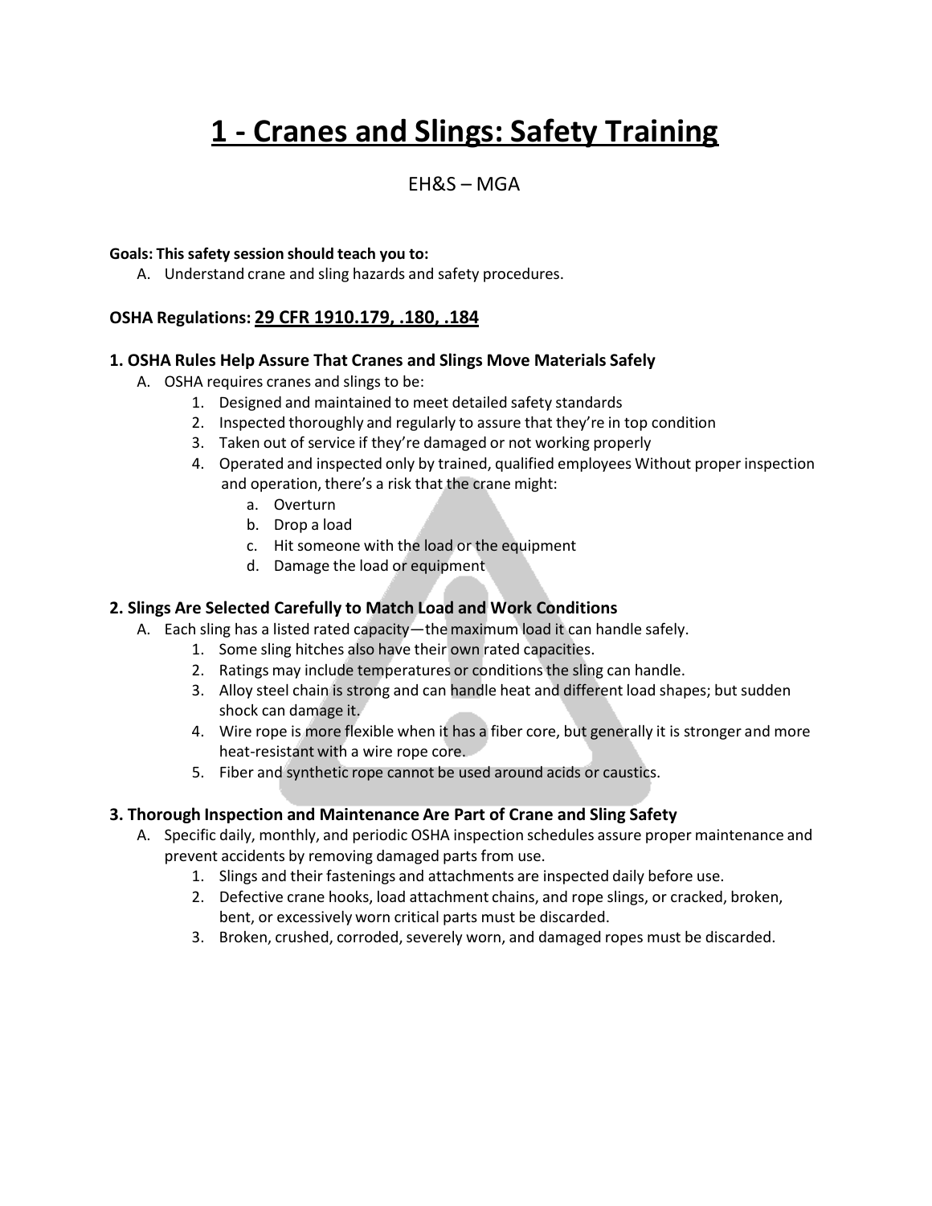# 1 - Cranes and Slings: Safety Training

EH&S – MGA

**Goals: This safety session should teach you to:**

A. Understand crane and sling hazards and safety procedures.

### OSHA Regulations: 29 CFR 1910.179, .180, .184

### 1. OSHA Rules Help Assure That Cranes and Slings Move Materials Safely

A. OSHA requires cranes and slings to be:
   1. Designed and maintained to meet detailed safety standards
   2. Inspected thoroughly and regularly to assure that they're in top condition
   3. Taken out of service if they're damaged or not working properly
   4. Operated and inspected only by trained, qualified employees Without proper inspection and operation, there's a risk that the crane might:
      a. Overturn
      b. Drop a load
      c. Hit someone with the load or the equipment
      d. Damage the load or equipment

### 2. Slings Are Selected Carefully to Match Load and Work Conditions

A. Each sling has a listed rated capacity—the maximum load it can handle safely.
   1. Some sling hitches also have their own rated capacities.
   2. Ratings may include temperatures or conditions the sling can handle.
   3. Alloy steel chain is strong and can handle heat and different load shapes; but sudden shock can damage it.
   4. Wire rope is more flexible when it has a fiber core, but generally it is stronger and more heat-resistant with a wire rope core.
   5. Fiber and synthetic rope cannot be used around acids or caustics.

### 3. Thorough Inspection and Maintenance Are Part of Crane and Sling Safety

A. Specific daily, monthly, and periodic OSHA inspection schedules assure proper maintenance and prevent accidents by removing damaged parts from use.
   1. Slings and their fastenings and attachments are inspected daily before use.
   2. Defective crane hooks, load attachment chains, and rope slings, or cracked, broken, bent, or excessively worn critical parts must be discarded.
   3. Broken, crushed, corroded, severely worn, and damaged ropes must be discarded.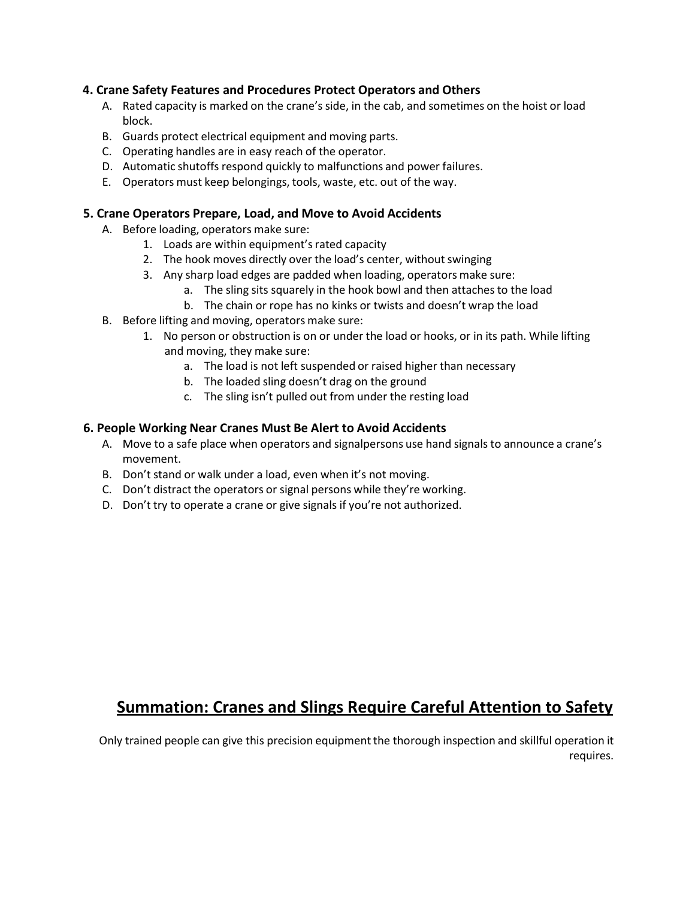### 4. Crane Safety Features and Procedures Protect Operators and Others

A. Rated capacity is marked on the crane's side, in the cab, and sometimes on the hoist or load block.
B. Guards protect electrical equipment and moving parts.
C. Operating handles are in easy reach of the operator.
D. Automatic shutoffs respond quickly to malfunctions and power failures.
E. Operators must keep belongings, tools, waste, etc. out of the way.

### 5. Crane Operators Prepare, Load, and Move to Avoid Accidents

A. Before loading, operators make sure:
   1. Loads are within equipment's rated capacity
   2. The hook moves directly over the load's center, without swinging
   3. Any sharp load edges are padded when loading, operators make sure:
      a. The sling sits squarely in the hook bowl and then attaches to the load
      b. The chain or rope has no kinks or twists and doesn't wrap the load
B. Before lifting and moving, operators make sure:
   1. No person or obstruction is on or under the load or hooks, or in its path. While lifting and moving, they make sure:
      a. The load is not left suspended or raised higher than necessary
      b. The loaded sling doesn't drag on the ground
      c. The sling isn't pulled out from under the resting load

### 6. People Working Near Cranes Must Be Alert to Avoid Accidents

A. Move to a safe place when operators and signalpersons use hand signals to announce a crane's movement.
B. Don't stand or walk under a load, even when it's not moving.
C. Don't distract the operators or signal persons while they're working.
D. Don't try to operate a crane or give signals if you're not authorized.

## Summation: Cranes and Slings Require Careful Attention to Safety

Only trained people can give this precision equipment the thorough inspection and skillful operation it requires.